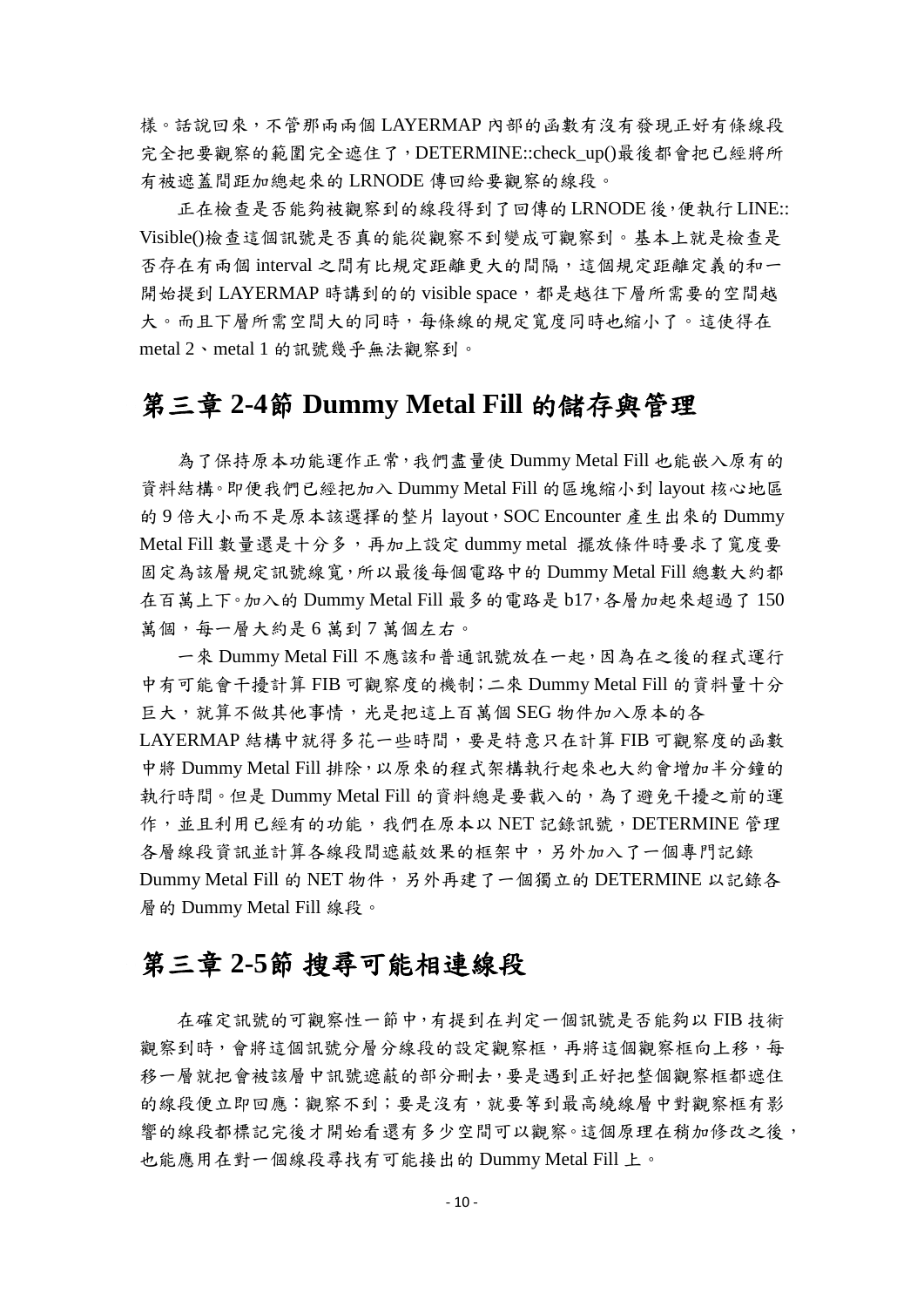樣。話說回來，不管那兩兩個 LAYERMAP 內部的函數有沒有發現正好有條線段完全把要觀察的範圍完全遮住了，DETERMINE::check_up()最後都會把已經將所有被遮蓋間距加總起來的 LRNODE 傳回給要觀察的線段。

正在檢查是否能夠被觀察到的線段得到了回傳的 LRNODE 後，便執行 LINE:: Visible()檢查這個訊號是否真的能從觀察不到變成可觀察到。基本上就是檢查是否存在有兩個 interval 之間有比規定距離更大的間隔，這個規定距離定義的和一開始提到 LAYERMAP 時講到的的 visible space，都是越往下層所需要的空間越大。而且下層所需空間大的同時，每條線的規定寬度同時也縮小了。這使得在 metal 2、metal 1 的訊號幾乎無法觀察到。

## 第三章 2-4節 Dummy Metal Fill 的儲存與管理

為了保持原本功能運作正常，我們盡量使 Dummy Metal Fill 也能嵌入原有的資料結構。即便我們已經把加入 Dummy Metal Fill 的區塊縮小到 layout 核心地區的 9 倍大小而不是原本該選擇的整片 layout，SOC Encounter 產生出來的 Dummy Metal Fill 數量還是十分多，再加上設定 dummy metal 擺放條件時要求了寬度要固定為該層規定訊號線寬，所以最後每個電路中的 Dummy Metal Fill 總數大約都在百萬上下。加入的 Dummy Metal Fill 最多的電路是 b17，各層加起來超過了 150 萬個，每一層大約是 6 萬到 7 萬個左右。

一來 Dummy Metal Fill 不應該和普通訊號放在一起，因為在之後的程式運行中有可能會干擾計算 FIB 可觀察度的機制；二來 Dummy Metal Fill 的資料量十分巨大，就算不做其他事情，光是把這上百萬個 SEG 物件加入原本的各 LAYERMAP 結構中就得多花一些時間，要是特意只在計算 FIB 可觀察度的函數中將 Dummy Metal Fill 排除，以原來的程式架構執行起來也大約會增加半分鐘的執行時間。但是 Dummy Metal Fill 的資料總是要載入的，為了避免干擾之前的運作，並且利用已經有的功能，我們在原本以 NET 記錄訊號，DETERMINE 管理各層線段資訊並計算各線段間遮蔽效果的框架中，另外加入了一個專門記錄 Dummy Metal Fill 的 NET 物件，另外再建了一個獨立的 DETERMINE 以記錄各層的 Dummy Metal Fill 線段。

## 第三章 2-5節 搜尋可能相連線段

在確定訊號的可觀察性一節中，有提到在判定一個訊號是否能夠以 FIB 技術觀察到時，會將這個訊號分層分線段的設定觀察框，再將這個觀察框向上移，每移一層就把會被該層中訊號遮蔽的部分刪去，要是遇到正好把整個觀察框都遮住的線段便立即回應：觀察不到；要是沒有，就要等到最高繞線層中對觀察框有影響的線段都標記完後才開始看還有多少空間可以觀察。這個原理在稍加修改之後，也能應用在對一個線段尋找有可能接出的 Dummy Metal Fill 上。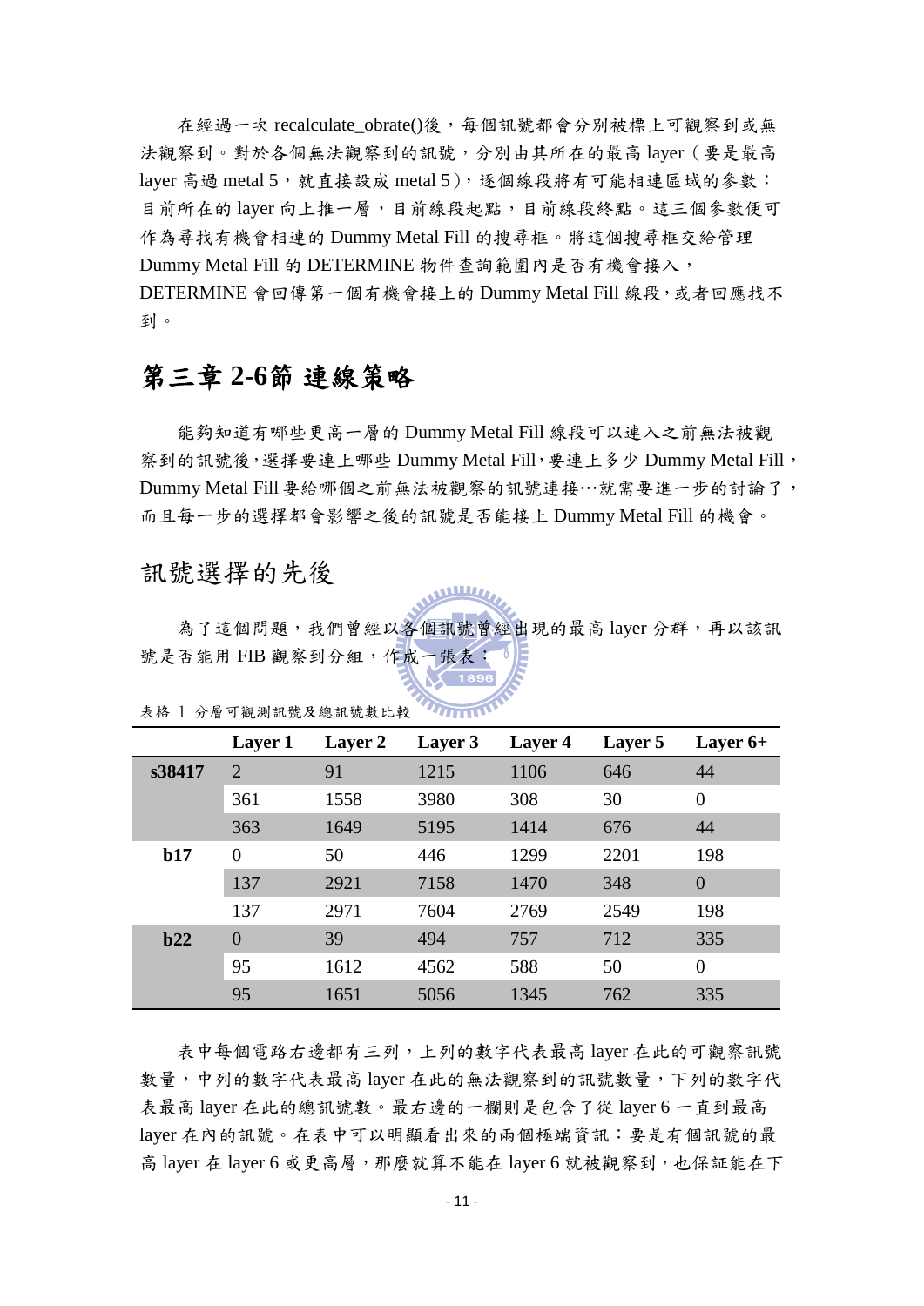在經過一次 recalculate_obrate()後，每個訊號都會分別被標上可觀察到或無法觀察到。對於各個無法觀察到的訊號，分別由其所在的最高 layer（要是最高 layer 高過 metal 5，就直接設成 metal 5），逐個線段將有可能相連區域的參數：目前所在的 layer 向上推一層，目前線段起點，目前線段終點。這三個參數便可作為尋找有機會相連的 Dummy Metal Fill 的搜尋框。將這個搜尋框交給管理 Dummy Metal Fill 的 DETERMINE 物件查詢範圍內是否有機會接入，DETERMINE 會回傳第一個有機會接上的 Dummy Metal Fill 線段，或者回應找不到。

# 第三章 2-6節 連線策略

能夠知道有哪些更高一層的 Dummy Metal Fill 線段可以連入之前無法被觀察到的訊號後，選擇要連上哪些 Dummy Metal Fill，要連上多少 Dummy Metal Fill，Dummy Metal Fill 要給哪個之前無法被觀察的訊號連接…就需要進一步的討論了，而且每一步的選擇都會影響之後的訊號是否能接上 Dummy Metal Fill 的機會。

## 訊號選擇的先後

為了這個問題，我們曾經以各個訊號曾經出現的最高 layer 分群，再以該訊號是否能用 FIB 觀察到分組，作成一張表：

表格 1 分層可觀測訊號及總訊號數比較

| | Layer 1 | Layer 2 | Layer 3 | Layer 4 | Layer 5 | Layer 6+ |
|---|---|---|---|---|---|---|
| **s38417** | 2 | 91 | 1215 | 1106 | 646 | 44 |
| | 361 | 1558 | 3980 | 308 | 30 | 0 |
| | 363 | 1649 | 5195 | 1414 | 676 | 44 |
| **b17** | 0 | 50 | 446 | 1299 | 2201 | 198 |
| | 137 | 2921 | 7158 | 1470 | 348 | 0 |
| | 137 | 2971 | 7604 | 2769 | 2549 | 198 |
| **b22** | 0 | 39 | 494 | 757 | 712 | 335 |
| | 95 | 1612 | 4562 | 588 | 50 | 0 |
| | 95 | 1651 | 5056 | 1345 | 762 | 335 |

表中每個電路右邊都有三列，上列的數字代表最高 layer 在此的可觀察訊號數量，中列的數字代表最高 layer 在此的無法觀察到的訊號數量，下列的數字代表最高 layer 在此的總訊號數。最右邊的一欄則是包含了從 layer 6 一直到最高 layer 在內的訊號。在表中可以明顯看出來的兩個極端資訊：要是有個訊號的最高 layer 在 layer 6 或更高層，那麼就算不能在 layer 6 就被觀察到，也保証能在下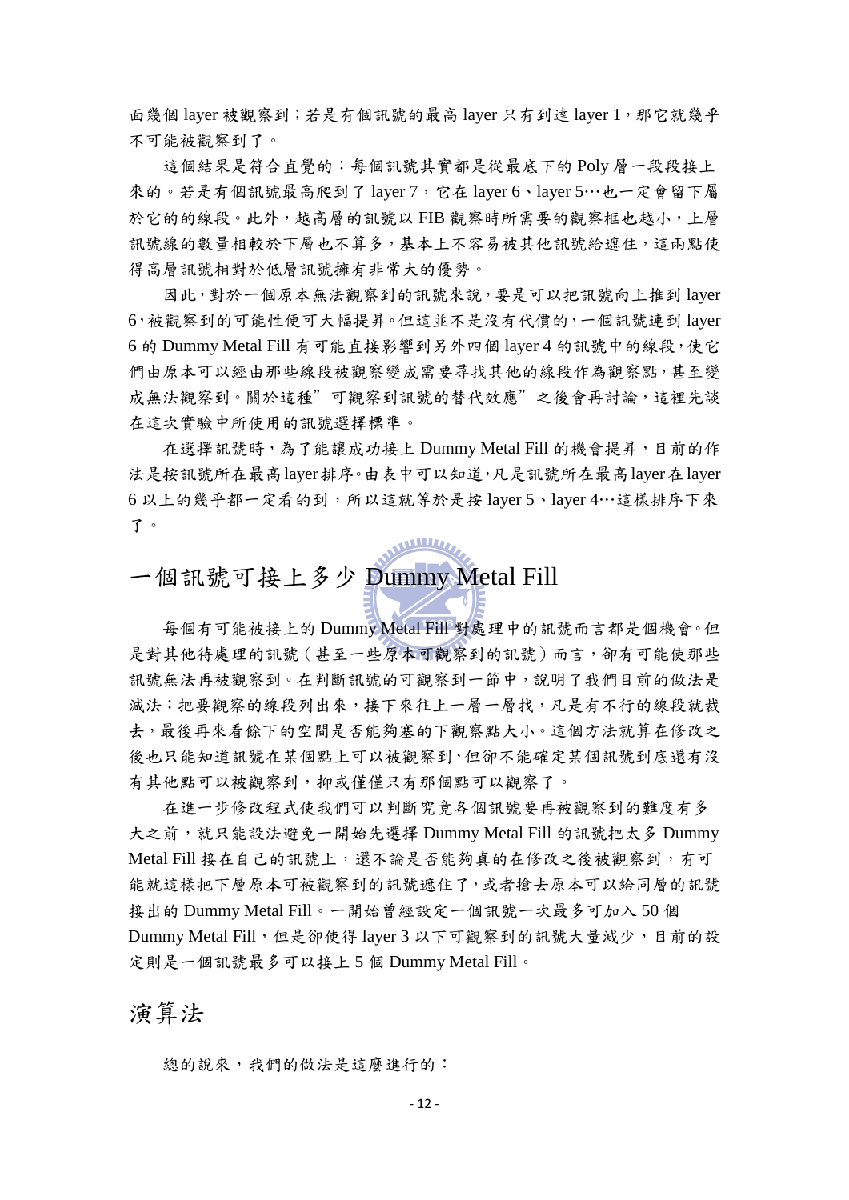面幾個 layer 被觀察到；若是有個訊號的最高 layer 只有到達 layer 1，那它就幾乎不可能被觀察到了。

這個結果是符合直覺的：每個訊號其實都是從最底下的 Poly 層一段段接上來的。若是有個訊號最高爬到了 layer 7，它在 layer 6、layer 5…也一定會留下屬於它的的線段。此外，越高層的訊號以 FIB 觀察時所需要的觀察框也越小，上層訊號線的數量相較於下層也不算多，基本上不容易被其他訊號給遮住，這兩點使得高層訊號相對於低層訊號擁有非常大的優勢。

因此，對於一個原本無法觀察到的訊號來說，要是可以把訊號向上推到 layer 6，被觀察到的可能性便可大幅提昇。但這並不是沒有代價的，一個訊號連到 layer 6 的 Dummy Metal Fill 有可能直接影響到另外四個 layer 4 的訊號中的線段，使它們由原本可以經由那些線段被觀察變成需要尋找其他的線段作為觀察點，甚至變成無法觀察到。關於這種”可觀察到訊號的替代效應”之後會再討論，這裡先談在這次實驗中所使用的訊號選擇標準。

在選擇訊號時，為了能讓成功接上 Dummy Metal Fill 的機會提昇，目前的作法是按訊號所在最高 layer 排序。由表中可以知道，凡是訊號所在最高 layer 在 layer 6 以上的幾乎都一定看的到，所以這就等於是按 layer 5、layer 4…這樣排序下來了。

## 一個訊號可接上多少 Dummy Metal Fill

每個有可能被接上的 Dummy Metal Fill 對處理中的訊號而言都是個機會。但是對其他待處理的訊號（甚至一些原本可觀察到的訊號）而言，卻有可能使那些訊號無法再被觀察到。在判斷訊號的可觀察到一節中，說明了我們目前的做法是減法：把要觀察的線段列出來，接下來往上一層一層找，凡是有不行的線段就裁去，最後再來看餘下的空間是否能夠塞的下觀察點大小。這個方法就算在修改之後也只能知道訊號在某個點上可以被觀察到，但卻不能確定某個訊號到底還有沒有其他點可以被觀察到，抑或僅僅只有那個點可以觀察了。

在進一步修改程式使我們可以判斷究竟各個訊號要再被觀察到的難度有多大之前，就只能設法避免一開始先選擇 Dummy Metal Fill 的訊號把太多 Dummy Metal Fill 接在自己的訊號上，還不論是否能夠真的在修改之後被觀察到，有可能就這樣把下層原本可被觀察到的訊號遮住了，或者搶去原本可以給同層的訊號接出的 Dummy Metal Fill。一開始曾經設定一個訊號一次最多可加入 50 個 Dummy Metal Fill，但是卻使得 layer 3 以下可觀察到的訊號大量減少，目前的設定則是一個訊號最多可以接上 5 個 Dummy Metal Fill。

## 演算法

總的說來，我們的做法是這麼進行的：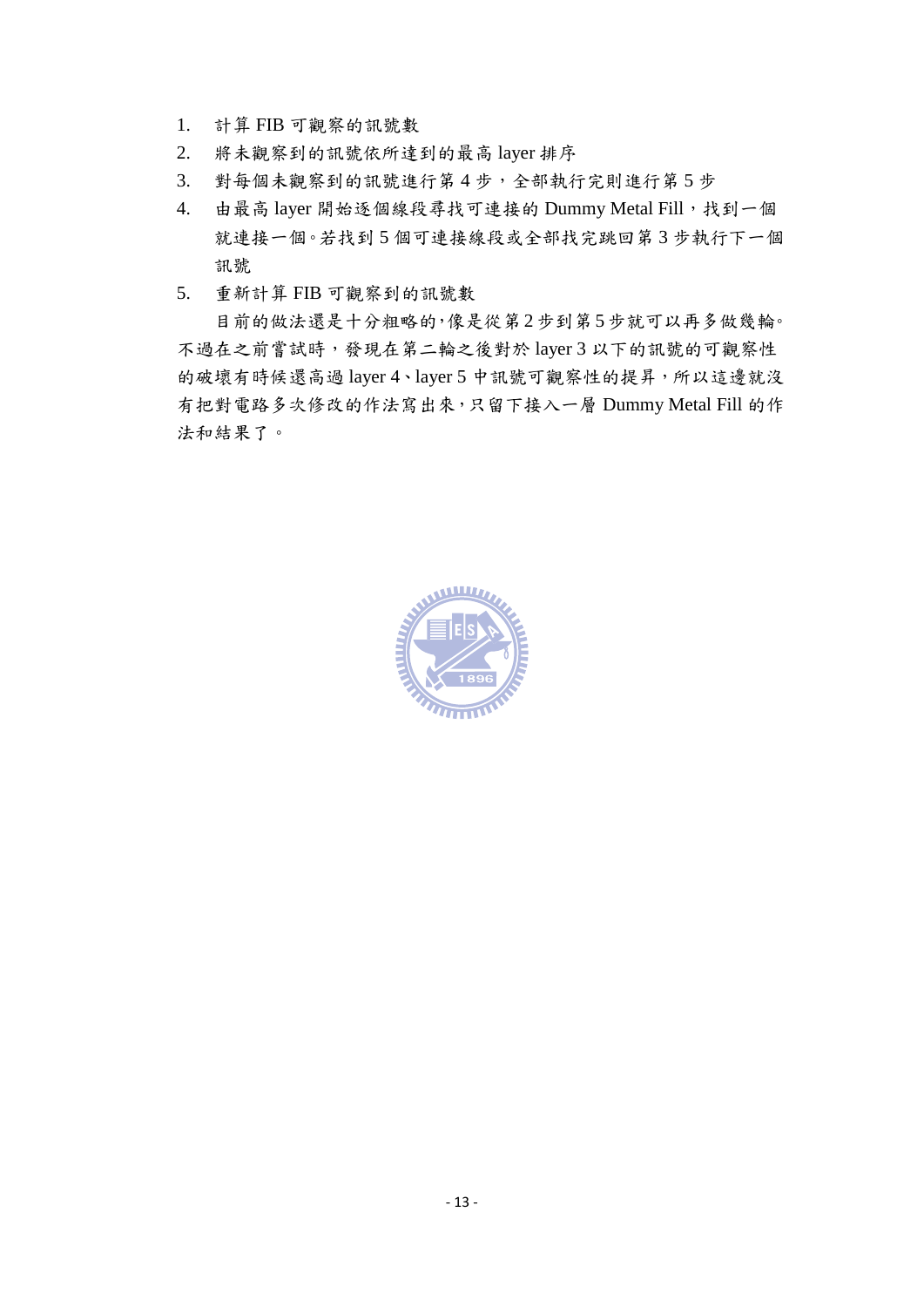1. 計算 FIB 可觀察的訊號數
2. 將未觀察到的訊號依所達到的最高 layer 排序
3. 對每個未觀察到的訊號進行第 4 步，全部執行完則進行第 5 步
4. 由最高 layer 開始逐個線段尋找可連接的 Dummy Metal Fill，找到一個就連接一個。若找到 5 個可連接線段或全部找完跳回第 3 步執行下一個訊號
5. 重新計算 FIB 可觀察到的訊號數

目前的做法還是十分粗略的，像是從第 2 步到第 5 步就可以再多做幾輪。不過在之前嘗試時，發現在第二輪之後對於 layer 3 以下的訊號的可觀察性的破壞有時候還高過 layer 4、layer 5 中訊號可觀察性的提昇，所以這邊就沒有把對電路多次修改的作法寫出來，只留下接入一層 Dummy Metal Fill 的作法和結果了。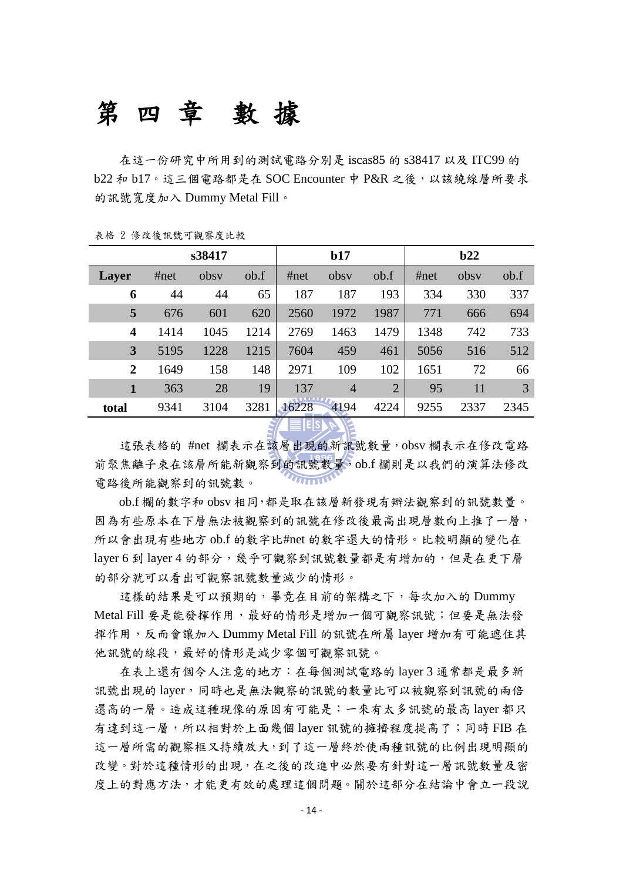# 第 四 章 數 據

在這一份研究中所用到的測試電路分別是 iscas85 的 s38417 以及 ITC99 的 b22 和 b17。這三個電路都是在 SOC Encounter 中 P&R 之後，以該繞線層所要求的訊號寬度加入 Dummy Metal Fill。

表格 2 修改後訊號可觀察度比較

| | s38417 | | | b17 | | | b22 | | |
|---|---|---|---|---|---|---|---|---|---|
| **Layer** | #net | obsv | ob.f | #net | obsv | ob.f | #net | obsv | ob.f |
| **6** | 44 | 44 | 65 | 187 | 187 | 193 | 334 | 330 | 337 |
| **5** | 676 | 601 | 620 | 2560 | 1972 | 1987 | 771 | 666 | 694 |
| **4** | 1414 | 1045 | 1214 | 2769 | 1463 | 1479 | 1348 | 742 | 733 |
| **3** | 5195 | 1228 | 1215 | 7604 | 459 | 461 | 5056 | 516 | 512 |
| **2** | 1649 | 158 | 148 | 2971 | 109 | 102 | 1651 | 72 | 66 |
| **1** | 363 | 28 | 19 | 137 | 4 | 2 | 95 | 11 | 3 |
| **total** | 9341 | 3104 | 3281 | 16228 | 4194 | 4224 | 9255 | 2337 | 2345 |

這張表格的 #net 欄表示在該層出現的新訊號數量，obsv 欄表示在修改電路前聚焦離子束在該層所能新觀察到的訊號數量，ob.f 欄則是以我們的演算法修改電路後所能觀察到的訊號數。

ob.f 欄的數字和 obsv 相同，都是取在該層新發現有辦法觀察到的訊號數量。因為有些原本在下層無法被觀察到的訊號在修改後最高出現層數向上推了一層，所以會出現有些地方 ob.f 的數字比#net 的數字還大的情形。比較明顯的變化在 layer 6 到 layer 4 的部分，幾乎可觀察到訊號數量都是有增加的，但是在更下層的部分就可以看出可觀察訊號數量減少的情形。

這樣的結果是可以預期的，畢竟在目前的架構之下，每次加入的 Dummy Metal Fill 要是能發揮作用，最好的情形是增加一個可觀察訊號；但要是無法發揮作用，反而會讓加入 Dummy Metal Fill 的訊號在所屬 layer 增加有可能遮住其他訊號的線段，最好的情形是減少零個可觀察訊號。

在表上還有個令人注意的地方：在每個測試電路的 layer 3 通常都是最多新訊號出現的 layer，同時也是無法觀察的訊號的數量比可以被觀察到訊號的兩倍還高的一層。造成這種現像的原因有可能是：一來有太多訊號的最高 layer 都只有達到這一層，所以相對於上面幾個 layer 訊號的擁擠程度提高了；同時 FIB 在這一層所需的觀察框又持續放大，到了這一層終於使兩種訊號的比例出現明顯的改變。對於這種情形的出現，在之後的改進中必然要有針對這一層訊號數量及密度上的對應方法，才能更有效的處理這個問題。關於這部分在結論中會立一段說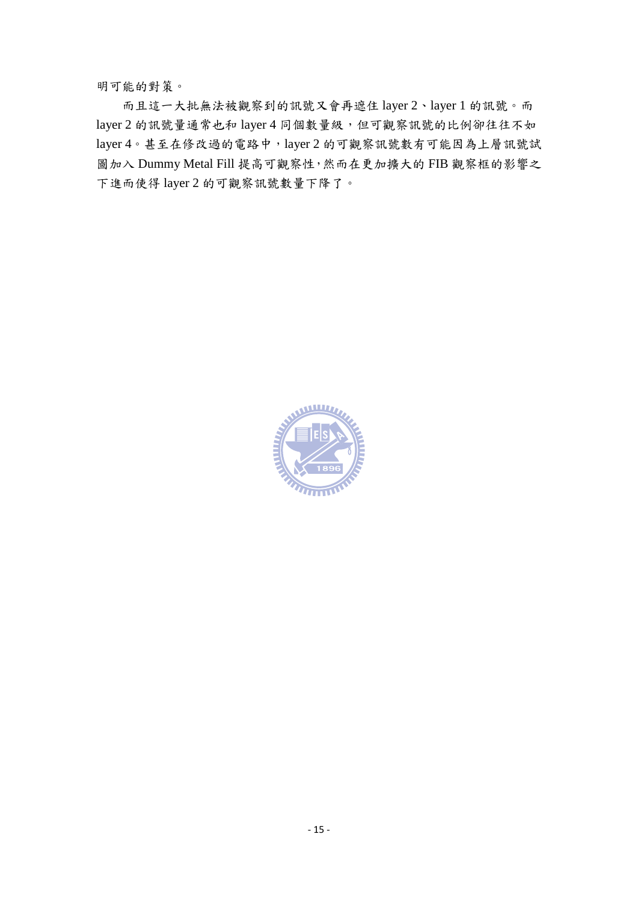明可能的對策。

而且這一大批無法被觀察到的訊號又會再遮住 layer 2、layer 1 的訊號。而 layer 2 的訊號量通常也和 layer 4 同個數量級，但可觀察訊號的比例卻往往不如 layer 4。甚至在修改過的電路中，layer 2 的可觀察訊號數有可能因為上層訊號試圖加入 Dummy Metal Fill 提高可觀察性，然而在更加擴大的 FIB 觀察框的影響之下進而使得 layer 2 的可觀察訊號數量下降了。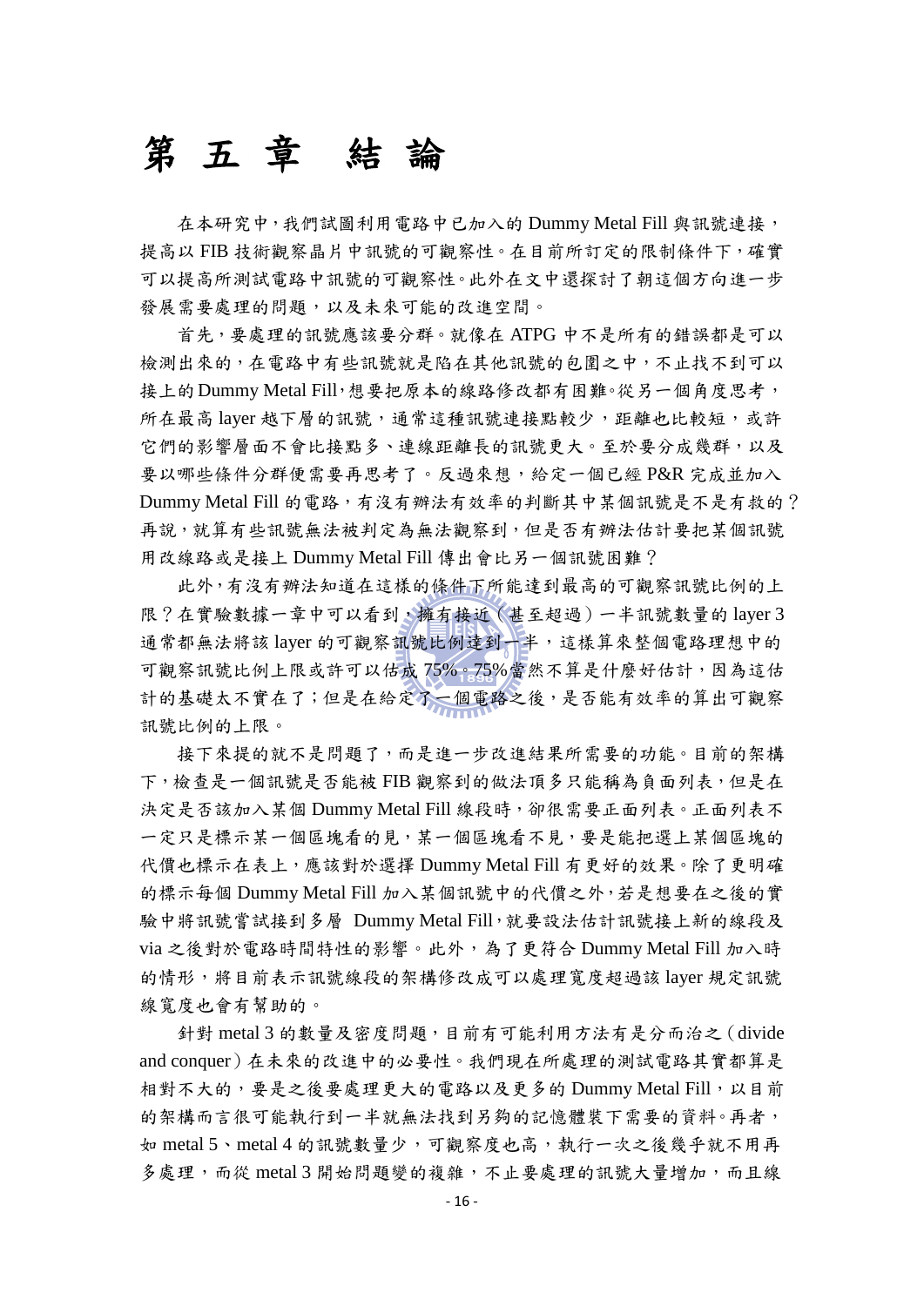# 第 五 章 結 論

在本研究中，我們試圖利用電路中已加入的 Dummy Metal Fill 與訊號連接，提高以 FIB 技術觀察晶片中訊號的可觀察性。在目前所訂定的限制條件下，確實可以提高所測試電路中訊號的可觀察性。此外在文中還探討了朝這個方向進一步發展需要處理的問題，以及未來可能的改進空間。

首先，要處理的訊號應該要分群。就像在 ATPG 中不是所有的錯誤都是可以檢測出來的，在電路中有些訊號就是陷在其他訊號的包圍之中，不止找不到可以接上的 Dummy Metal Fill，想要把原本的線路修改都有困難。從另一個角度思考，所在最高 layer 越下層的訊號，通常這種訊號連接點較少，距離也比較短，或許它們的影響層面不會比接點多、連線距離長的訊號更大。至於要分成幾群，以及要以哪些條件分群便需要再思考了。反過來想，給定一個已經 P&R 完成並加入 Dummy Metal Fill 的電路，有沒有辦法有效率的判斷其中某個訊號是不是有救的？再說，就算有些訊號無法被判定為無法觀察到，但是否有辦法估計要把某個訊號用改線路或是接上 Dummy Metal Fill 傳出會比另一個訊號困難？

此外，有沒有辦法知道在這樣的條件下所能達到最高的可觀察訊號比例的上限？在實驗數據一章中可以看到，擁有接近（甚至超過）一半訊號數量的 layer 3 通常都無法將該 layer 的可觀察訊號比例達到一半，這樣算來整個電路理想中的可觀察訊號比例上限或許可以估成 75%。75%當然不算是什麼好估計，因為這估計的基礎太不實在了；但是在給定了一個電路之後，是否能有效率的算出可觀察訊號比例的上限。

接下來提的就不是問題了，而是進一步改進結果所需要的功能。目前的架構下，檢查是一個訊號是否能被 FIB 觀察到的做法頂多只能稱為負面列表，但是在決定是否該加入某個 Dummy Metal Fill 線段時，卻很需要正面列表。正面列表不一定只是標示某一個區塊看的見，某一個區塊看不見，要是能把選上某個區塊的代價也標示在表上，應該對於選擇 Dummy Metal Fill 有更好的效果。除了更明確的標示每個 Dummy Metal Fill 加入某個訊號中的代價之外，若是想要在之後的實驗中將訊號嘗試接到多層 Dummy Metal Fill，就要設法估計訊號接上新的線段及 via 之後對於電路時間特性的影響。此外，為了更符合 Dummy Metal Fill 加入時的情形，將目前表示訊號線段的架構修改成可以處理寬度超過該 layer 規定訊號線寬度也會有幫助的。

針對 metal 3 的數量及密度問題，目前有可能利用方法有是分而治之（divide and conquer）在未來的改進中的必要性。我們現在所處理的測試電路其實都算是相對不大的，要是之後要處理更大的電路以及更多的 Dummy Metal Fill，以目前的架構而言很可能執行到一半就無法找到另夠的記憶體裝下需要的資料。再者，如 metal 5、metal 4 的訊號數量少，可觀察度也高，執行一次之後幾乎就不用再多處理，而從 metal 3 開始問題變的複雜，不止要處理的訊號大量增加，而且線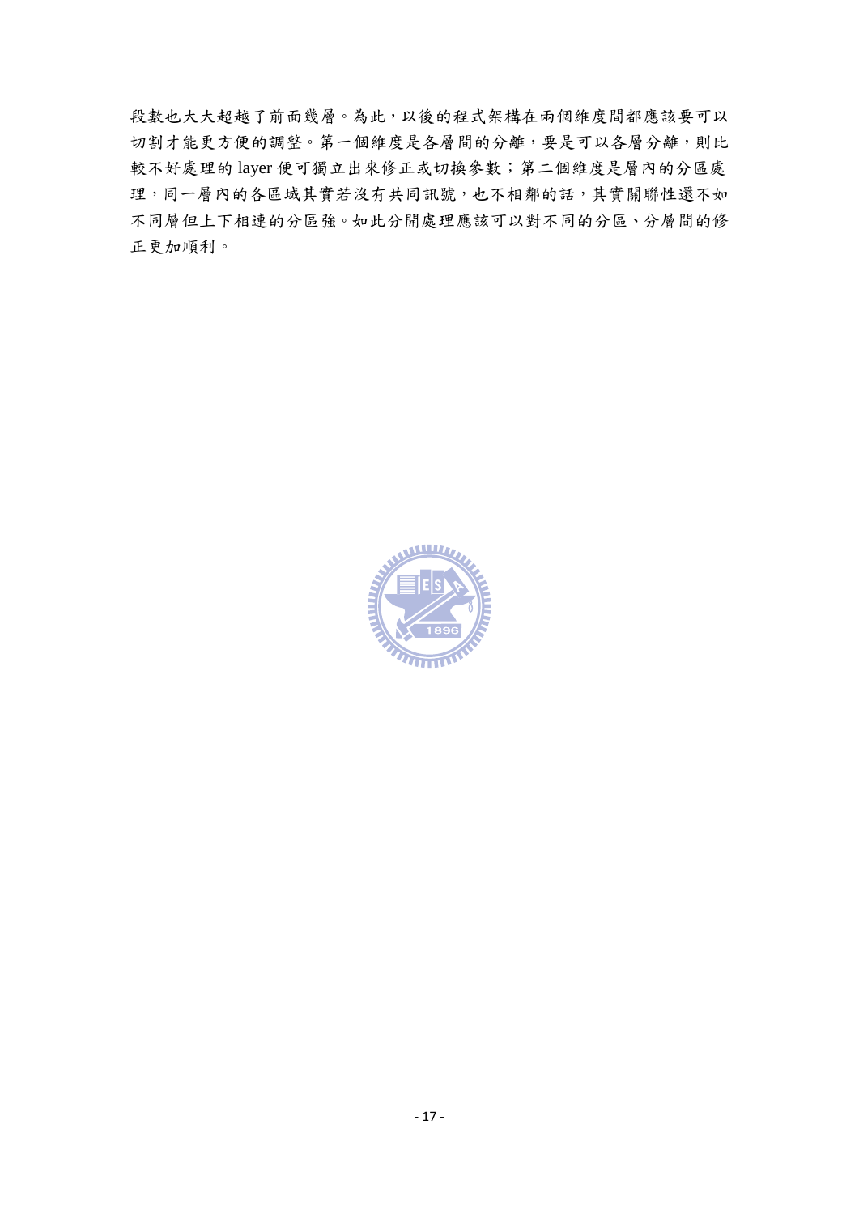段數也大大超越了前面幾層。為此，以後的程式架構在兩個維度間都應該要可以切割才能更方便的調整。第一個維度是各層間的分離，要是可以各層分離，則比較不好處理的 layer 便可獨立出來修正或切換參數；第二個維度是層內的分區處理，同一層內的各區域其實若沒有共同訊號，也不相鄰的話，其實關聯性還不如不同層但上下相連的分區強。如此分開處理應該可以對不同的分區、分層間的修正更加順利。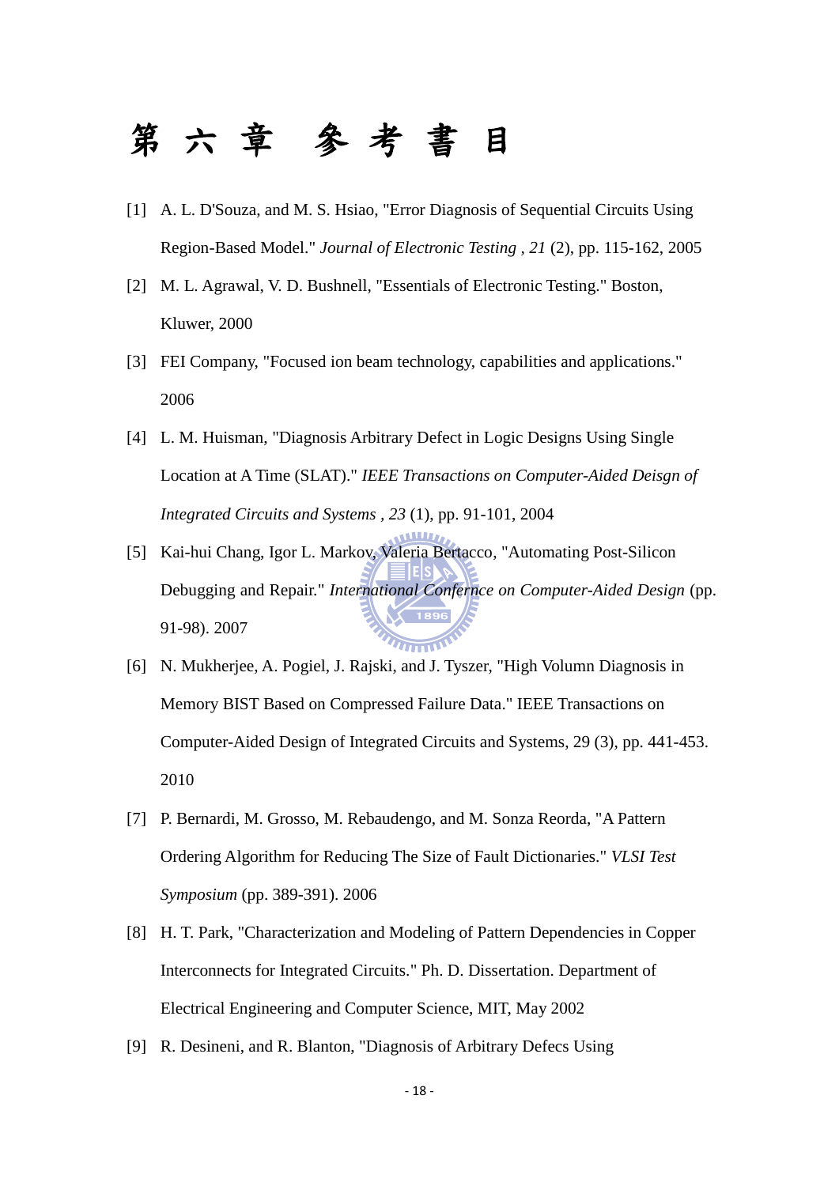# 第 六 章　參 考 書 目

[1] A. L. D'Souza, and M. S. Hsiao, "Error Diagnosis of Sequential Circuits Using Region-Based Model." *Journal of Electronic Testing , 21* (2), pp. 115-162, 2005

[2] M. L. Agrawal, V. D. Bushnell, "Essentials of Electronic Testing." Boston, Kluwer, 2000

[3] FEI Company, "Focused ion beam technology, capabilities and applications." 2006

[4] L. M. Huisman, "Diagnosis Arbitrary Defect in Logic Designs Using Single Location at A Time (SLAT)." *IEEE Transactions on Computer-Aided Deisgn of Integrated Circuits and Systems , 23* (1), pp. 91-101, 2004

[5] Kai-hui Chang, Igor L. Markov, Valeria Bertacco, "Automating Post-Silicon Debugging and Repair." *International Confernce on Computer-Aided Design* (pp. 91-98). 2007

[6] N. Mukherjee, A. Pogiel, J. Rajski, and J. Tyszer, "High Volumn Diagnosis in Memory BIST Based on Compressed Failure Data." IEEE Transactions on Computer-Aided Design of Integrated Circuits and Systems, 29 (3), pp. 441-453. 2010

[7] P. Bernardi, M. Grosso, M. Rebaudengo, and M. Sonza Reorda, "A Pattern Ordering Algorithm for Reducing The Size of Fault Dictionaries." *VLSI Test Symposium* (pp. 389-391). 2006

[8] H. T. Park, "Characterization and Modeling of Pattern Dependencies in Copper Interconnects for Integrated Circuits." Ph. D. Dissertation. Department of Electrical Engineering and Computer Science, MIT, May 2002

[9] R. Desineni, and R. Blanton, "Diagnosis of Arbitrary Defecs Using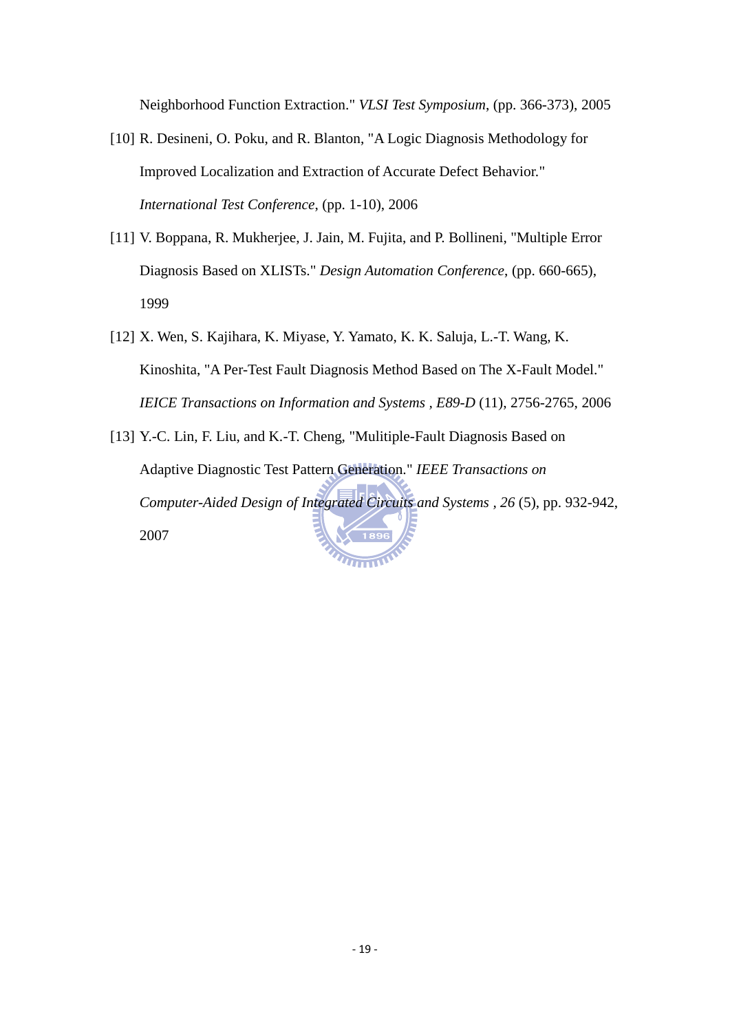Neighborhood Function Extraction." *VLSI Test Symposium*, (pp. 366-373), 2005

[10] R. Desineni, O. Poku, and R. Blanton, "A Logic Diagnosis Methodology for Improved Localization and Extraction of Accurate Defect Behavior." *International Test Conference*, (pp. 1-10), 2006

[11] V. Boppana, R. Mukherjee, J. Jain, M. Fujita, and P. Bollineni, "Multiple Error Diagnosis Based on XLISTs." *Design Automation Conference*, (pp. 660-665), 1999

[12] X. Wen, S. Kajihara, K. Miyase, Y. Yamato, K. K. Saluja, L.-T. Wang, K. Kinoshita, "A Per-Test Fault Diagnosis Method Based on The X-Fault Model." *IEICE Transactions on Information and Systems , E89-D* (11), 2756-2765, 2006

[13] Y.-C. Lin, F. Liu, and K.-T. Cheng, "Mulitiple-Fault Diagnosis Based on Adaptive Diagnostic Test Pattern Generation." *IEEE Transactions on Computer-Aided Design of Integrated Circuits and Systems , 26* (5), pp. 932-942, 2007